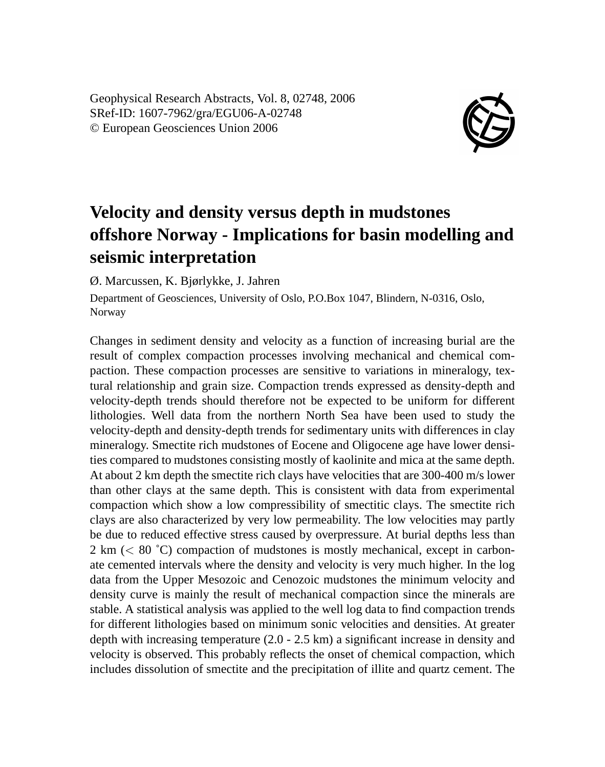Geophysical Research Abstracts, Vol. 8, 02748, 2006
SRef-ID: 1607-7962/gra/EGU06-A-02748
© European Geosciences Union 2006

# Velocity and density versus depth in mudstones offshore Norway - Implications for basin modelling and seismic interpretation

Ø. Marcussen, K. Bjørlykke, J. Jahren

Department of Geosciences, University of Oslo, P.O.Box 1047, Blindern, N-0316, Oslo, Norway

Changes in sediment density and velocity as a function of increasing burial are the result of complex compaction processes involving mechanical and chemical compaction. These compaction processes are sensitive to variations in mineralogy, textural relationship and grain size. Compaction trends expressed as density-depth and velocity-depth trends should therefore not be expected to be uniform for different lithologies. Well data from the northern North Sea have been used to study the velocity-depth and density-depth trends for sedimentary units with differences in clay mineralogy. Smectite rich mudstones of Eocene and Oligocene age have lower densities compared to mudstones consisting mostly of kaolinite and mica at the same depth. At about 2 km depth the smectite rich clays have velocities that are 300-400 m/s lower than other clays at the same depth. This is consistent with data from experimental compaction which show a low compressibility of smectitic clays. The smectite rich clays are also characterized by very low permeability. The low velocities may partly be due to reduced effective stress caused by overpressure. At burial depths less than 2 km ($< 80$ ˚C) compaction of mudstones is mostly mechanical, except in carbonate cemented intervals where the density and velocity is very much higher. In the log data from the Upper Mesozoic and Cenozoic mudstones the minimum velocity and density curve is mainly the result of mechanical compaction since the minerals are stable. A statistical analysis was applied to the well log data to find compaction trends for different lithologies based on minimum sonic velocities and densities. At greater depth with increasing temperature (2.0 - 2.5 km) a significant increase in density and velocity is observed. This probably reflects the onset of chemical compaction, which includes dissolution of smectite and the precipitation of illite and quartz cement. The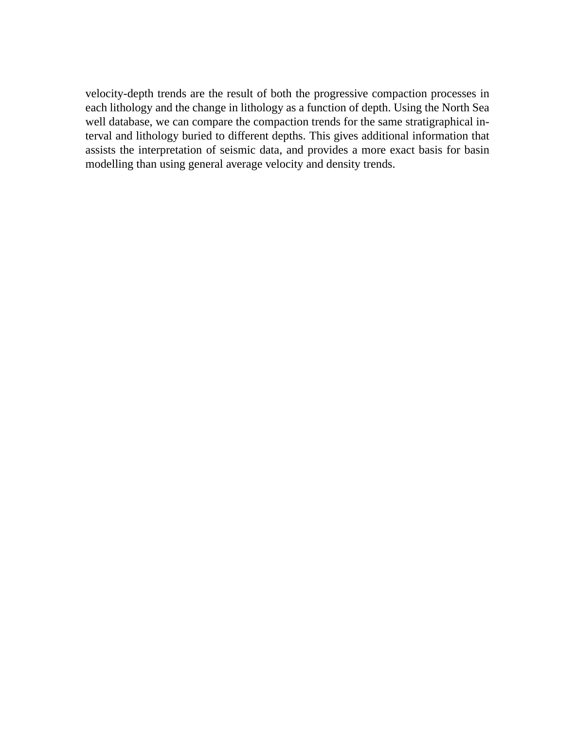velocity-depth trends are the result of both the progressive compaction processes in each lithology and the change in lithology as a function of depth. Using the North Sea well database, we can compare the compaction trends for the same stratigraphical interval and lithology buried to different depths. This gives additional information that assists the interpretation of seismic data, and provides a more exact basis for basin modelling than using general average velocity and density trends.